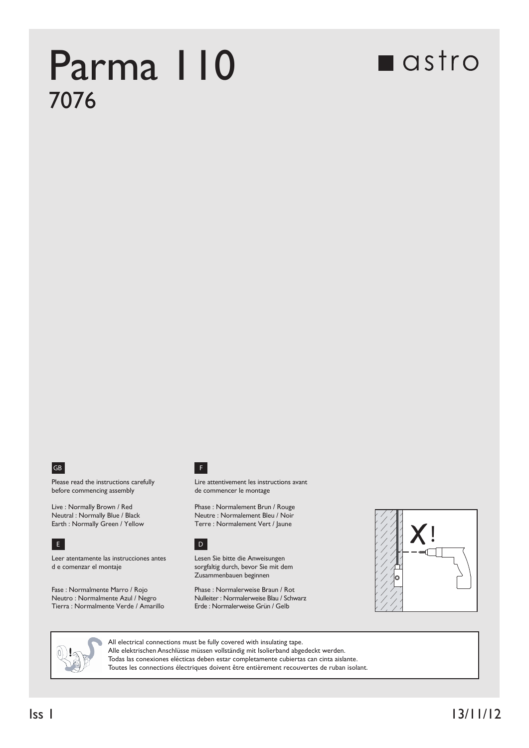# Parma 110

## 7076

astro

**GB**

Please read the instructions carefully before commencing assembly

Live : Normally Brown / Red
Neutral : Normally Blue / Black
Earth : Normally Green / Yellow

**F**

Lire attentivement les instructions avant de commencer le montage

Phase : Normalement Brun / Rouge
Neutre : Normalement Bleu / Noir
Terre : Normalement Vert / Jaune

**E**

Leer atentamente las instrucciones antes d e comenzar el montaje

Fase : Normalmente Marro / Rojo
Neutro : Normalmente Azul / Negro
Tierra : Normalmente Verde / Amarillo

**D**

Lesen Sie bitte die Anweisungen sorgfaltig durch, bevor Sie mit dem Zusammenbauen beginnen

Phase : Normalerweise Braun / Rot
Nulleiter : Normalerweise Blau / Schwarz
Erde : Normalerweise Grün / Gelb

X!

All electrical connections must be fully covered with insulating tape.
Alle elektrischen Anschlüsse müssen vollständig mit Isolierband abgedeckt werden.
Todas las conexiones elécticas deben estar completamente cubiertas can cinta aislante.
Toutes les connections électriques doivent être entièrement recouvertes de ruban isolant.

Iss 1

13/11/12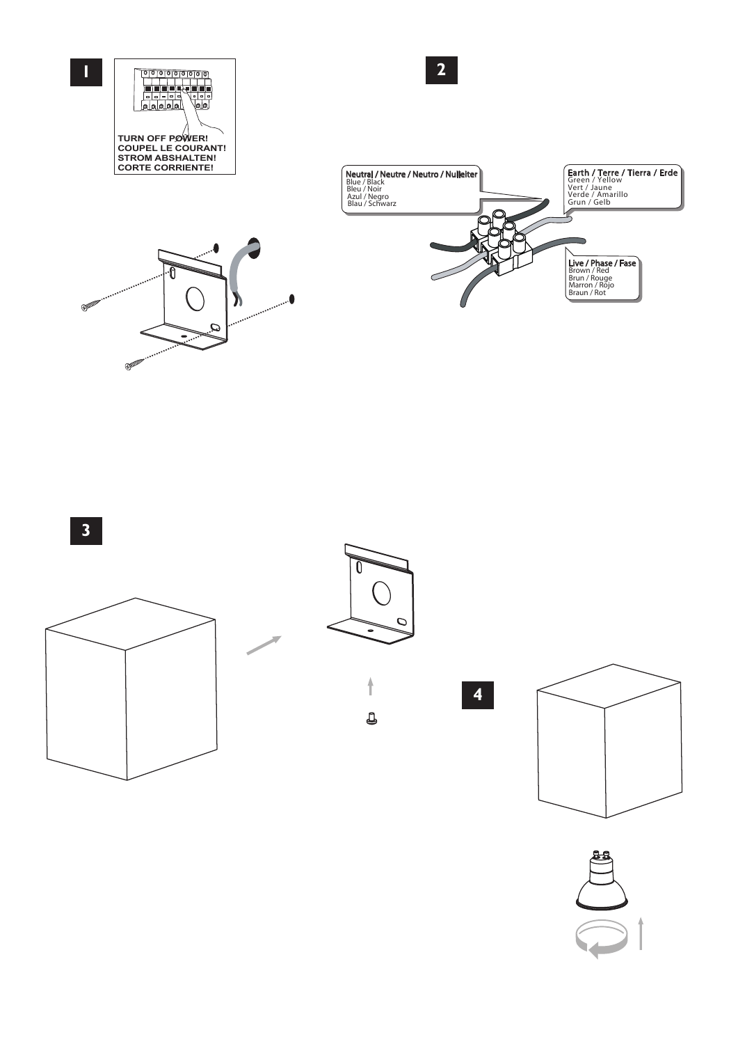1

TURN OFF POWER!
COUPEL LE COURANT!
STROM ABSHALTEN!
CORTE CORRIENTE!

2

Neutral / Neutre / Neutro / Nulleiter
Blue / Black
Bleu / Noir
Azul / Negro
Blau / Schwarz

Earth / Terre / Tierra / Erde
Green / Yellow
Vert / Jaune
Verde / Amarillo
Grun / Gelb

Live / Phase / Fase
Brown / Red
Brun / Rouge
Marron / Rojo
Braun / Rot

3

4